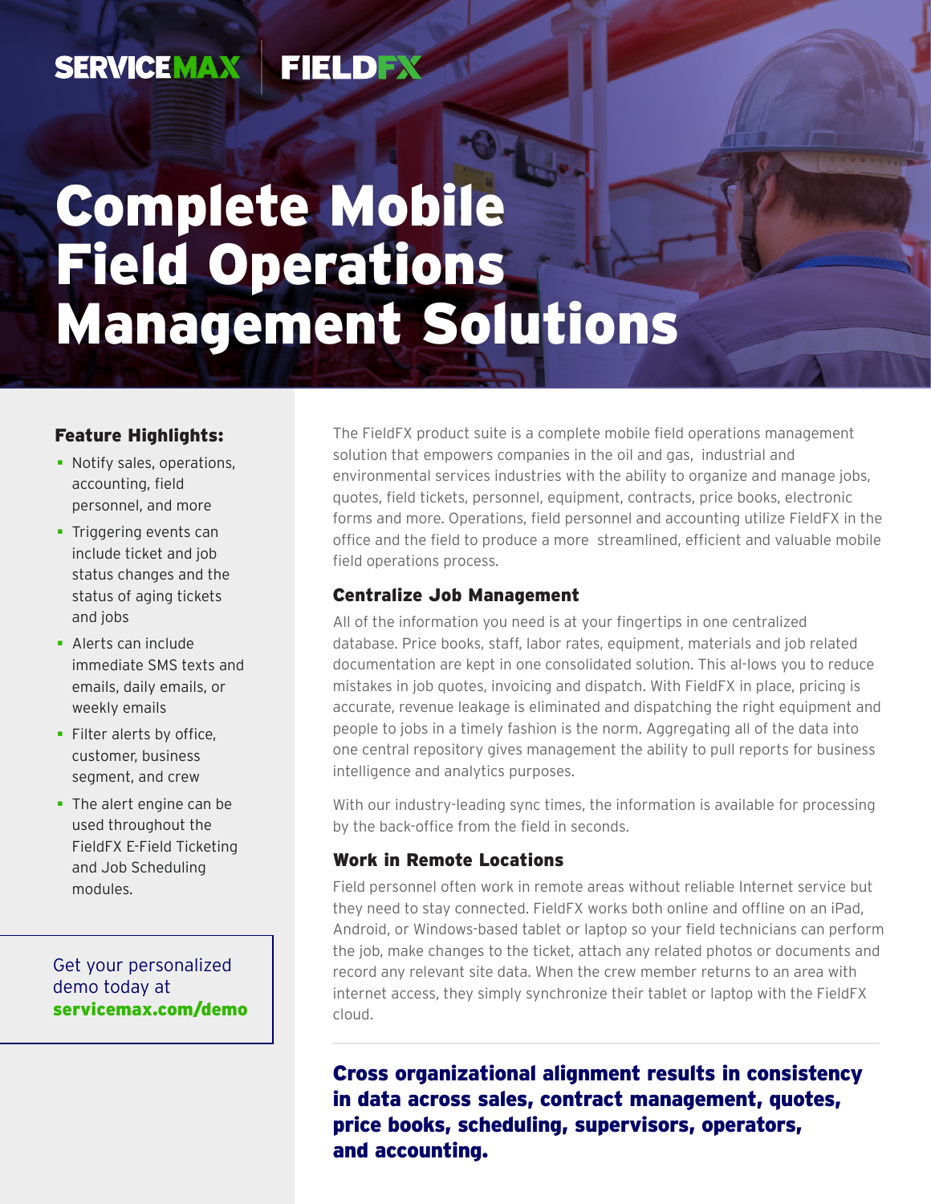SERVICEMAX | FIELDFX

# Complete Mobile Field Operations Management Solutions

### Feature Highlights:

- Notify sales, operations, accounting, field personnel, and more
- Triggering events can include ticket and job status changes and the status of aging tickets and jobs
- Alerts can include immediate SMS texts and emails, daily emails, or weekly emails
- Filter alerts by office, customer, business segment, and crew
- The alert engine can be used throughout the FieldFX E-Field Ticketing and Job Scheduling modules.

Get your personalized demo today at **servicemax.com/demo**

The FieldFX product suite is a complete mobile field operations management solution that empowers companies in the oil and gas, industrial and environmental services industries with the ability to organize and manage jobs, quotes, field tickets, personnel, equipment, contracts, price books, electronic forms and more. Operations, field personnel and accounting utilize FieldFX in the office and the field to produce a more streamlined, efficient and valuable mobile field operations process.

### Centralize Job Management

All of the information you need is at your fingertips in one centralized database. Price books, staff, labor rates, equipment, materials and job related documentation are kept in one consolidated solution. This al-lows you to reduce mistakes in job quotes, invoicing and dispatch. With FieldFX in place, pricing is accurate, revenue leakage is eliminated and dispatching the right equipment and people to jobs in a timely fashion is the norm. Aggregating all of the data into one central repository gives management the ability to pull reports for business intelligence and analytics purposes.

With our industry-leading sync times, the information is available for processing by the back-office from the field in seconds.

### Work in Remote Locations

Field personnel often work in remote areas without reliable Internet service but they need to stay connected. FieldFX works both online and offline on an iPad, Android, or Windows-based tablet or laptop so your field technicians can perform the job, make changes to the ticket, attach any related photos or documents and record any relevant site data. When the crew member returns to an area with internet access, they simply synchronize their tablet or laptop with the FieldFX cloud.

**Cross organizational alignment results in consistency in data across sales, contract management, quotes, price books, scheduling, supervisors, operators, and accounting.**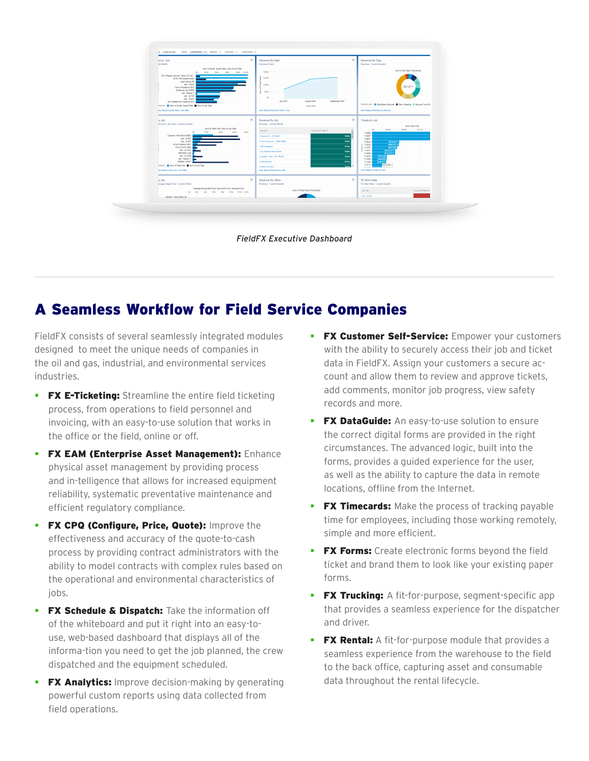*FieldFX Executive Dashboard*

## A Seamless Workflow for Field Service Companies

FieldFX consists of several seamlessly integrated modules designed to meet the unique needs of companies in the oil and gas, industrial, and environmental services industries.

- **FX E-Ticketing:** Streamline the entire field ticketing process, from operations to field personnel and invoicing, with an easy-to-use solution that works in the office or the field, online or off.
- **FX EAM (Enterprise Asset Management):** Enhance physical asset management by providing process and in-telligence that allows for increased equipment reliability, systematic preventative maintenance and efficient regulatory compliance.
- **FX CPQ (Configure, Price, Quote):** Improve the effectiveness and accuracy of the quote-to-cash process by providing contract administrators with the ability to model contracts with complex rules based on the operational and environmental characteristics of jobs.
- **FX Schedule & Dispatch:** Take the information off of the whiteboard and put it right into an easy-to-use, web-based dashboard that displays all of the informa-tion you need to get the job planned, the crew dispatched and the equipment scheduled.
- **FX Analytics:** Improve decision-making by generating powerful custom reports using data collected from field operations.
- **FX Customer Self-Service:** Empower your customers with the ability to securely access their job and ticket data in FieldFX. Assign your customers a secure ac-count and allow them to review and approve tickets, add comments, monitor job progress, view safety records and more.
- **FX DataGuide:** An easy-to-use solution to ensure the correct digital forms are provided in the right circumstances. The advanced logic, built into the forms, provides a guided experience for the user, as well as the ability to capture the data in remote locations, offline from the Internet.
- **FX Timecards:** Make the process of tracking payable time for employees, including those working remotely, simple and more efficient.
- **FX Forms:** Create electronic forms beyond the field ticket and brand them to look like your existing paper forms.
- **FX Trucking:** A fit-for-purpose, segment-specific app that provides a seamless experience for the dispatcher and driver.
- **FX Rental:** A fit-for-purpose module that provides a seamless experience from the warehouse to the field to the back office, capturing asset and consumable data throughout the rental lifecycle.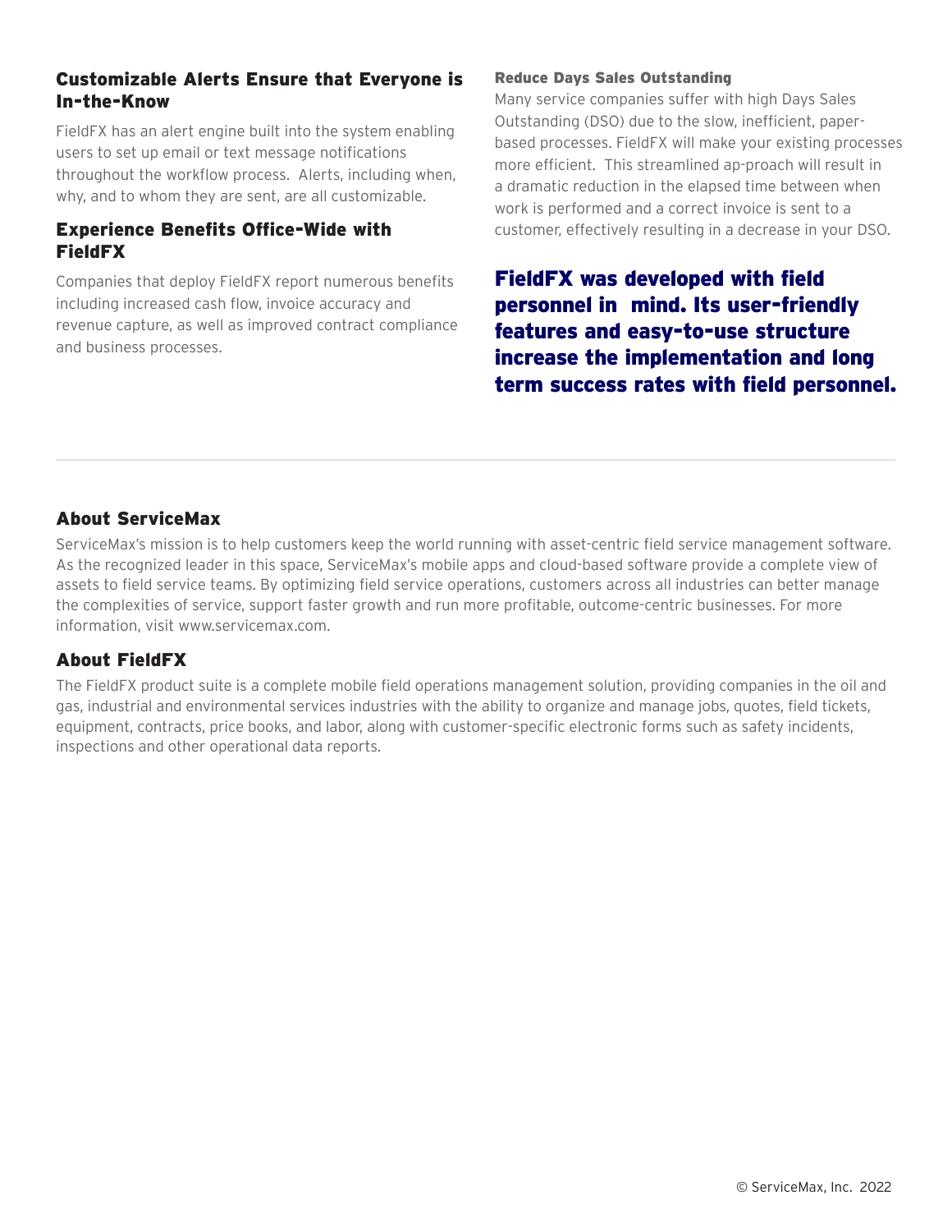## Customizable Alerts Ensure that Everyone is In-the-Know

FieldFX has an alert engine built into the system enabling users to set up email or text message notifications throughout the workflow process. Alerts, including when, why, and to whom they are sent, are all customizable.

## Experience Benefits Office-Wide with FieldFX

Companies that deploy FieldFX report numerous benefits including increased cash flow, invoice accuracy and revenue capture, as well as improved contract compliance and business processes.

### Reduce Days Sales Outstanding

Many service companies suffer with high Days Sales Outstanding (DSO) due to the slow, inefficient, paper-based processes. FieldFX will make your existing processes more efficient. This streamlined ap-proach will result in a dramatic reduction in the elapsed time between when work is performed and a correct invoice is sent to a customer, effectively resulting in a decrease in your DSO.

**FieldFX was developed with field personnel in mind. Its user-friendly features and easy-to-use structure increase the implementation and long term success rates with field personnel.**

---

## About ServiceMax

ServiceMax's mission is to help customers keep the world running with asset-centric field service management software. As the recognized leader in this space, ServiceMax's mobile apps and cloud-based software provide a complete view of assets to field service teams. By optimizing field service operations, customers across all industries can better manage the complexities of service, support faster growth and run more profitable, outcome-centric businesses. For more information, visit www.servicemax.com.

## About FieldFX

The FieldFX product suite is a complete mobile field operations management solution, providing companies in the oil and gas, industrial and environmental services industries with the ability to organize and manage jobs, quotes, field tickets, equipment, contracts, price books, and labor, along with customer-specific electronic forms such as safety incidents, inspections and other operational data reports.

© ServiceMax, Inc. 2022